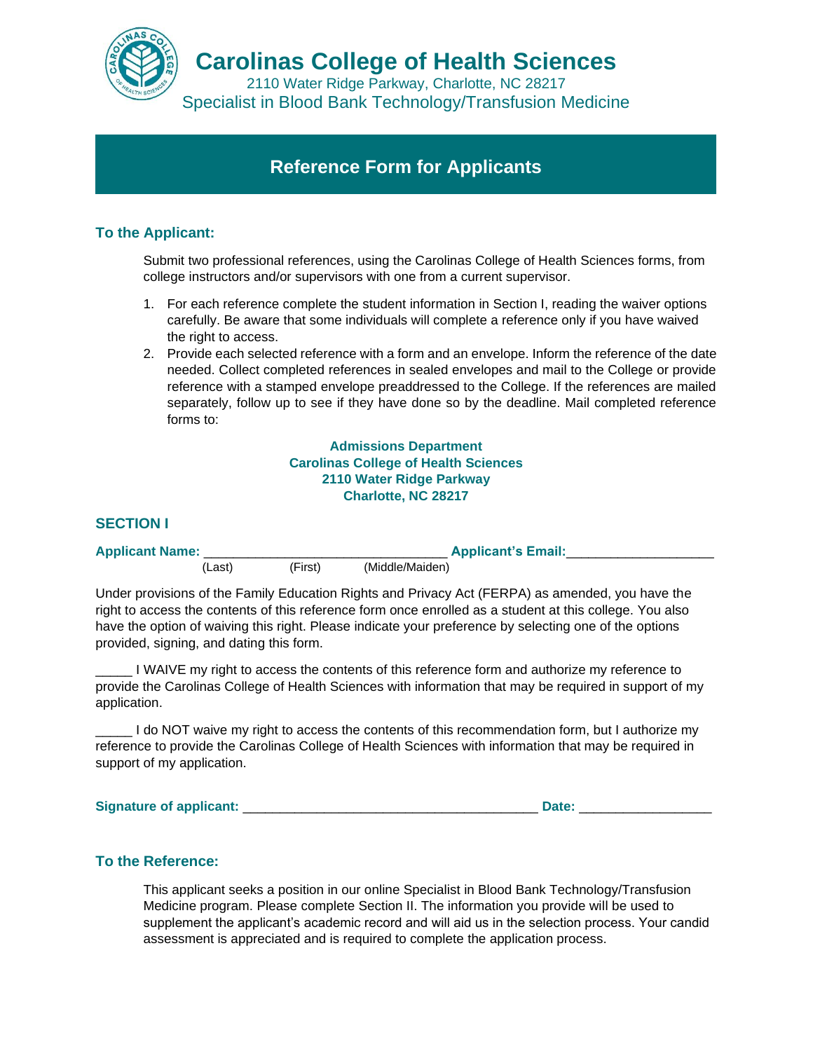# Carolinas College of Health Sciences

2110 Water Ridge Parkway, Charlotte, NC 28217

Specialist in Blood Bank Technology/Transfusion Medicine

## Reference Form for Applicants

### To the Applicant:

Submit two professional references, using the Carolinas College of Health Sciences forms, from college instructors and/or supervisors with one from a current supervisor.

1. For each reference complete the student information in Section I, reading the waiver options carefully. Be aware that some individuals will complete a reference only if you have waived the right to access.
2. Provide each selected reference with a form and an envelope. Inform the reference of the date needed. Collect completed references in sealed envelopes and mail to the College or provide reference with a stamped envelope preaddressed to the College. If the references are mailed separately, follow up to see if they have done so by the deadline. Mail completed reference forms to:

**Admissions Department**
**Carolinas College of Health Sciences**
**2110 Water Ridge Parkway**
**Charlotte, NC 28217**

### SECTION I

**Applicant Name:** ________________________________ **Applicant's Email:**___________________
(Last) (First) (Middle/Maiden)

Under provisions of the Family Education Rights and Privacy Act (FERPA) as amended, you have the right to access the contents of this reference form once enrolled as a student at this college. You also have the option of waiving this right. Please indicate your preference by selecting one of the options provided, signing, and dating this form.

_____ I WAIVE my right to access the contents of this reference form and authorize my reference to provide the Carolinas College of Health Sciences with information that may be required in support of my application.

_____ I do NOT waive my right to access the contents of this recommendation form, but I authorize my reference to provide the Carolinas College of Health Sciences with information that may be required in support of my application.

**Signature of applicant:** _______________________________________ **Date:** _________________

### To the Reference:

This applicant seeks a position in our online Specialist in Blood Bank Technology/Transfusion Medicine program. Please complete Section II. The information you provide will be used to supplement the applicant's academic record and will aid us in the selection process. Your candid assessment is appreciated and is required to complete the application process.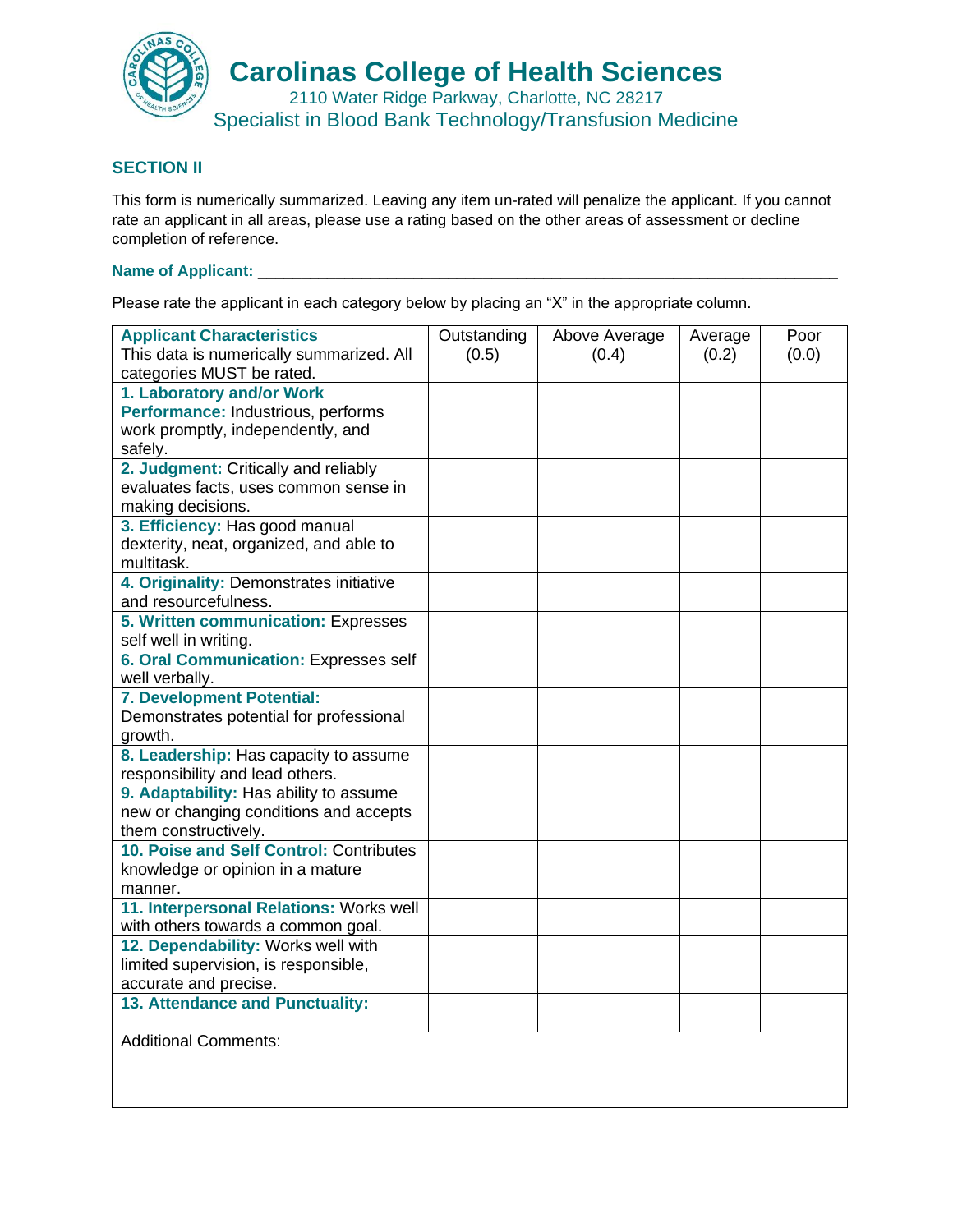# Carolinas College of Health Sciences

2110 Water Ridge Parkway, Charlotte, NC 28217

Specialist in Blood Bank Technology/Transfusion Medicine

## SECTION II

This form is numerically summarized. Leaving any item un-rated will penalize the applicant. If you cannot rate an applicant in all areas, please use a rating based on the other areas of assessment or decline completion of reference.

**Name of Applicant:** ____________________________________________________________________

Please rate the applicant in each category below by placing an "X" in the appropriate column.

| **Applicant Characteristics** This data is numerically summarized. All categories MUST be rated. | Outstanding (0.5) | Above Average (0.4) | Average (0.2) | Poor (0.0) |
|---|---|---|---|---|
| **1. Laboratory and/or Work Performance:** Industrious, performs work promptly, independently, and safely. | | | | |
| **2. Judgment:** Critically and reliably evaluates facts, uses common sense in making decisions. | | | | |
| **3. Efficiency:** Has good manual dexterity, neat, organized, and able to multitask. | | | | |
| **4. Originality:** Demonstrates initiative and resourcefulness. | | | | |
| **5. Written communication:** Expresses self well in writing. | | | | |
| **6. Oral Communication:** Expresses self well verbally. | | | | |
| **7. Development Potential:** Demonstrates potential for professional growth. | | | | |
| **8. Leadership:** Has capacity to assume responsibility and lead others. | | | | |
| **9. Adaptability:** Has ability to assume new or changing conditions and accepts them constructively. | | | | |
| **10. Poise and Self Control:** Contributes knowledge or opinion in a mature manner. | | | | |
| **11. Interpersonal Relations:** Works well with others towards a common goal. | | | | |
| **12. Dependability:** Works well with limited supervision, is responsible, accurate and precise. | | | | |
| **13. Attendance and Punctuality:** | | | | |

Additional Comments: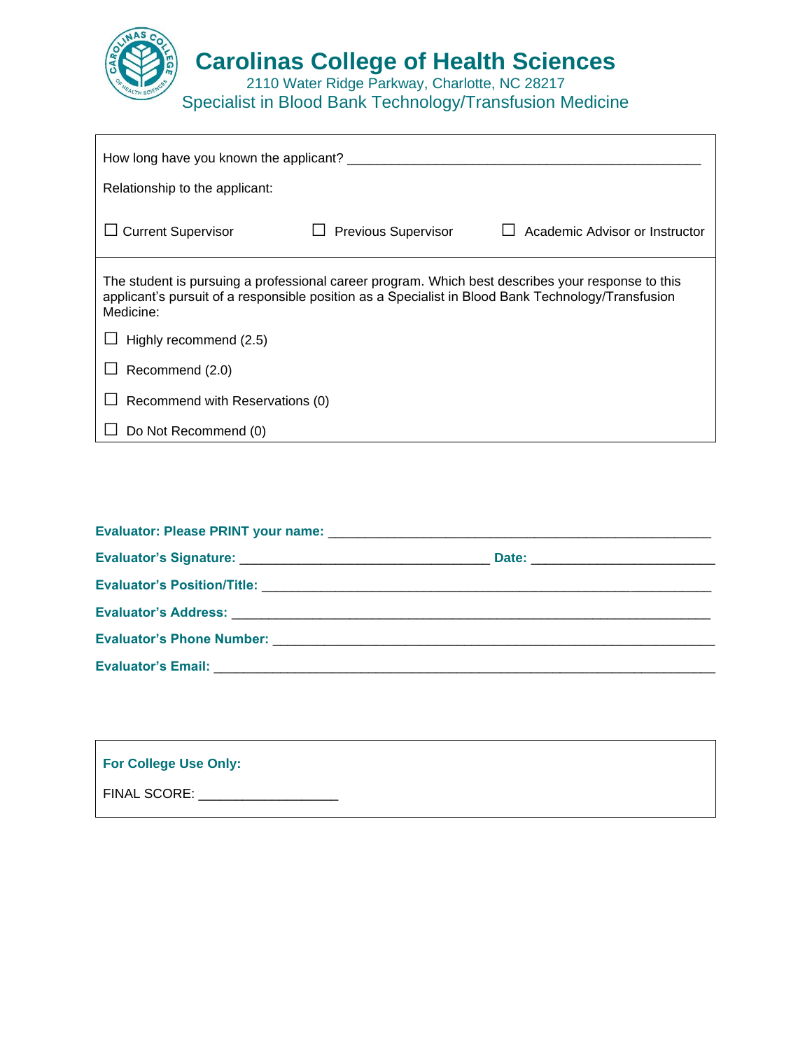# Carolinas College of Health Sciences

2110 Water Ridge Parkway, Charlotte, NC 28217

Specialist in Blood Bank Technology/Transfusion Medicine

How long have you known the applicant? ________________________________________________

Relationship to the applicant:

☐ Current Supervisor ☐ Previous Supervisor ☐ Academic Advisor or Instructor

The student is pursuing a professional career program. Which best describes your response to this applicant's pursuit of a responsible position as a Specialist in Blood Bank Technology/Transfusion Medicine:

☐ Highly recommend (2.5)

☐ Recommend (2.0)

☐ Recommend with Reservations (0)

☐ Do Not Recommend (0)

**Evaluator: Please PRINT your name:** ________________________________________________

**Evaluator's Signature:** ________________________________ **Date:** ______________________

**Evaluator's Position/Title:** ____________________________________________________________

**Evaluator's Address:** _________________________________________________________________

**Evaluator's Phone Number:** _____________________________________________________________

**Evaluator's Email:** ___________________________________________________________________

**For College Use Only:**

FINAL SCORE: __________________